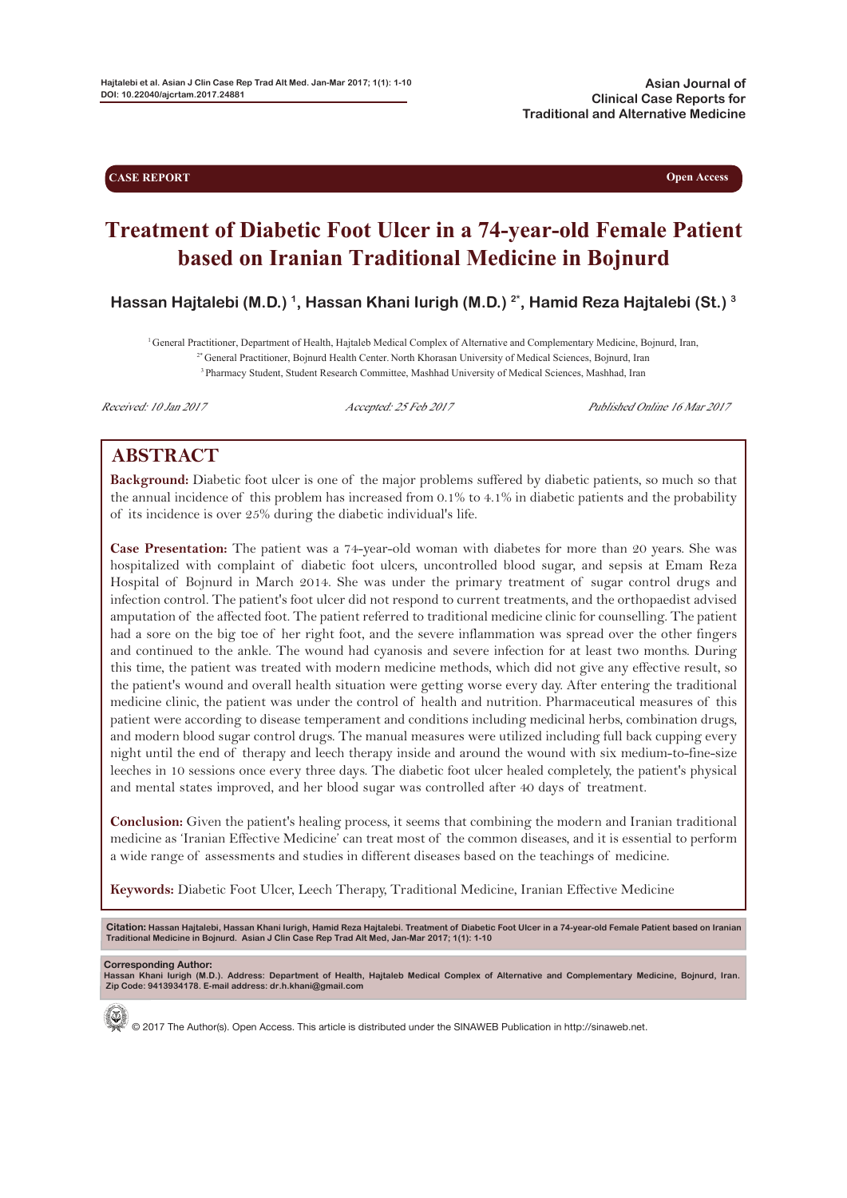Asian Journal of Clinical Case Reports for Traditional and Alternative Medicine

CASE REPORT | Open Access

# Treatment of Diabetic Foot Ulcer in a 74-year-old Female Patient based on Iranian Traditional Medicine in Bojnurd

**Hassan Hajtalebi (M.D.) [1], Hassan Khani Iurigh (M.D.) [2*], Hamid Reza Hajtalebi (St.) [3]**

[1] General Practitioner, Department of Health, Hajtaleb Medical Complex of Alternative and Complementary Medicine, Bojnurd, Iran,
[2*] General Practitioner, Bojnurd Health Center. North Khorasan University of Medical Sciences, Bojnurd, Iran
[3] Pharmacy Student, Student Research Committee, Mashhad University of Medical Sciences, Mashhad, Iran

*Received: 10 Jan 2017* *Accepted: 25 Feb 2017* *Published Online 16 Mar 2017*

## ABSTRACT

**Background:** Diabetic foot ulcer is one of the major problems suffered by diabetic patients, so much so that the annual incidence of this problem has increased from 0.1% to 4.1% in diabetic patients and the probability of its incidence is over 25% during the diabetic individual's life.

**Case Presentation:** The patient was a 74-year-old woman with diabetes for more than 20 years. She was hospitalized with complaint of diabetic foot ulcers, uncontrolled blood sugar, and sepsis at Emam Reza Hospital of Bojnurd in March 2014. She was under the primary treatment of sugar control drugs and infection control. The patient's foot ulcer did not respond to current treatments, and the orthopaedist advised amputation of the affected foot. The patient referred to traditional medicine clinic for counselling. The patient had a sore on the big toe of her right foot, and the severe inflammation was spread over the other fingers and continued to the ankle. The wound had cyanosis and severe infection for at least two months. During this time, the patient was treated with modern medicine methods, which did not give any effective result, so the patient's wound and overall health situation were getting worse every day. After entering the traditional medicine clinic, the patient was under the control of health and nutrition. Pharmaceutical measures of this patient were according to disease temperament and conditions including medicinal herbs, combination drugs, and modern blood sugar control drugs. The manual measures were utilized including full back cupping every night until the end of therapy and leech therapy inside and around the wound with six medium-to-fine-size leeches in 10 sessions once every three days. The diabetic foot ulcer healed completely, the patient's physical and mental states improved, and her blood sugar was controlled after 40 days of treatment.

**Conclusion:** Given the patient's healing process, it seems that combining the modern and Iranian traditional medicine as 'Iranian Effective Medicine' can treat most of the common diseases, and it is essential to perform a wide range of assessments and studies in different diseases based on the teachings of medicine.

**Keywords:** Diabetic Foot Ulcer, Leech Therapy, Traditional Medicine, Iranian Effective Medicine

**Citation:** Hassan Hajtalebi, Hassan Khani Iurigh, Hamid Reza Hajtalebi. Treatment of Diabetic Foot Ulcer in a 74-year-old Female Patient based on Iranian Traditional Medicine in Bojnurd. Asian J Clin Case Rep Trad Alt Med, Jan-Mar 2017; 1(1): 1-10

**Corresponding Author:**
Hassan Khani Iurigh (M.D.). Address: Department of Health, Hajtaleb Medical Complex of Alternative and Complementary Medicine, Bojnurd, Iran. Zip Code: 9413934178. E-mail address: dr.h.khani@gmail.com

© 2017 The Author(s). Open Access. This article is distributed under the SINAWEB Publication in http://sinaweb.net.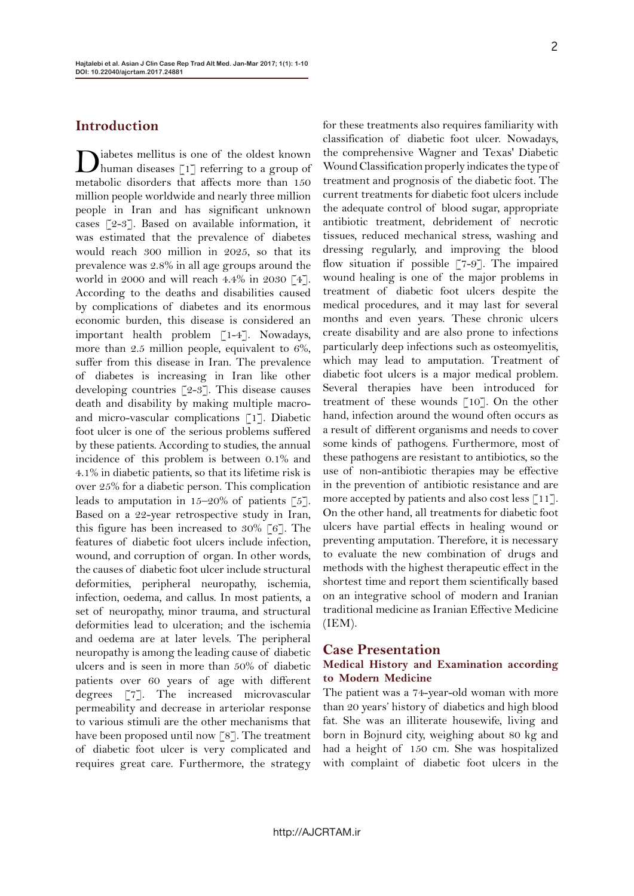## Introduction

Diabetes mellitus is one of the oldest known human diseases [1] referring to a group of metabolic disorders that affects more than 150 million people worldwide and nearly three million people in Iran and has significant unknown cases [2-3]. Based on available information, it was estimated that the prevalence of diabetes would reach 300 million in 2025, so that its prevalence was 2.8% in all age groups around the world in 2000 and will reach 4.4% in 2030 [4]. According to the deaths and disabilities caused by complications of diabetes and its enormous economic burden, this disease is considered an important health problem [1-4]. Nowadays, more than 2.5 million people, equivalent to 6%, suffer from this disease in Iran. The prevalence of diabetes is increasing in Iran like other developing countries [2-3]. This disease causes death and disability by making multiple macro- and micro-vascular complications [1]. Diabetic foot ulcer is one of the serious problems suffered by these patients. According to studies, the annual incidence of this problem is between 0.1% and 4.1% in diabetic patients, so that its lifetime risk is over 25% for a diabetic person. This complication leads to amputation in 15–20% of patients [5]. Based on a 22-year retrospective study in Iran, this figure has been increased to 30% [6]. The features of diabetic foot ulcers include infection, wound, and corruption of organ. In other words, the causes of diabetic foot ulcer include structural deformities, peripheral neuropathy, ischemia, infection, oedema, and callus. In most patients, a set of neuropathy, minor trauma, and structural deformities lead to ulceration; and the ischemia and oedema are at later levels. The peripheral neuropathy is among the leading cause of diabetic ulcers and is seen in more than 50% of diabetic patients over 60 years of age with different degrees [7]. The increased microvascular permeability and decrease in arteriolar response to various stimuli are the other mechanisms that have been proposed until now [8]. The treatment of diabetic foot ulcer is very complicated and requires great care. Furthermore, the strategy for these treatments also requires familiarity with classification of diabetic foot ulcer. Nowadays, the comprehensive Wagner and Texas' Diabetic Wound Classification properly indicates the type of treatment and prognosis of the diabetic foot. The current treatments for diabetic foot ulcers include the adequate control of blood sugar, appropriate antibiotic treatment, debridement of necrotic tissues, reduced mechanical stress, washing and dressing regularly, and improving the blood flow situation if possible [7-9]. The impaired wound healing is one of the major problems in treatment of diabetic foot ulcers despite the medical procedures, and it may last for several months and even years. These chronic ulcers create disability and are also prone to infections particularly deep infections such as osteomyelitis, which may lead to amputation. Treatment of diabetic foot ulcers is a major medical problem. Several therapies have been introduced for treatment of these wounds [10]. On the other hand, infection around the wound often occurs as a result of different organisms and needs to cover some kinds of pathogens. Furthermore, most of these pathogens are resistant to antibiotics, so the use of non-antibiotic therapies may be effective in the prevention of antibiotic resistance and are more accepted by patients and also cost less [11]. On the other hand, all treatments for diabetic foot ulcers have partial effects in healing wound or preventing amputation. Therefore, it is necessary to evaluate the new combination of drugs and methods with the highest therapeutic effect in the shortest time and report them scientifically based on an integrative school of modern and Iranian traditional medicine as Iranian Effective Medicine (IEM).

## Case Presentation

### Medical History and Examination according to Modern Medicine

The patient was a 74-year-old woman with more than 20 years' history of diabetics and high blood fat. She was an illiterate housewife, living and born in Bojnurd city, weighing about 80 kg and had a height of 150 cm. She was hospitalized with complaint of diabetic foot ulcers in the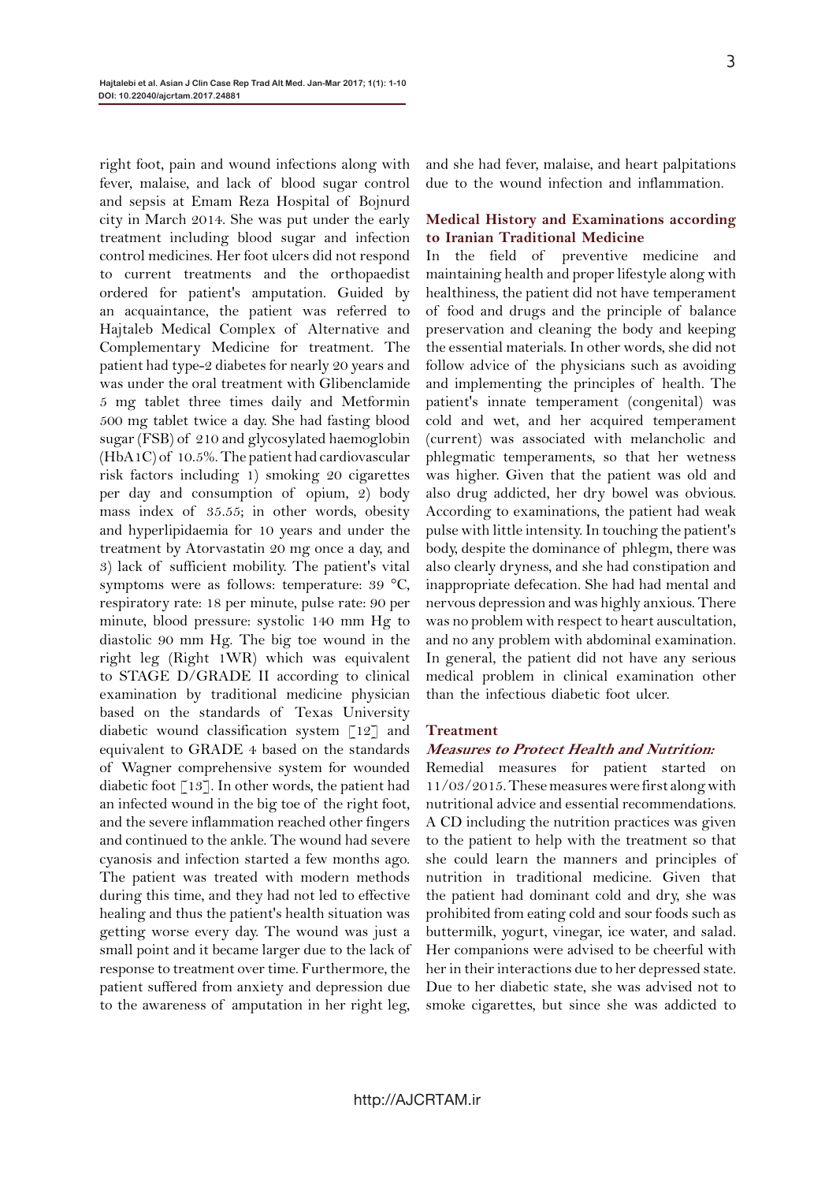right foot, pain and wound infections along with fever, malaise, and lack of blood sugar control and sepsis at Emam Reza Hospital of Bojnurd city in March 2014. She was put under the early treatment including blood sugar and infection control medicines. Her foot ulcers did not respond to current treatments and the orthopaedist ordered for patient's amputation. Guided by an acquaintance, the patient was referred to Hajtaleb Medical Complex of Alternative and Complementary Medicine for treatment. The patient had type-2 diabetes for nearly 20 years and was under the oral treatment with Glibenclamide 5 mg tablet three times daily and Metformin 500 mg tablet twice a day. She had fasting blood sugar (FSB) of 210 and glycosylated haemoglobin (HbA1C) of 10.5%. The patient had cardiovascular risk factors including 1) smoking 20 cigarettes per day and consumption of opium, 2) body mass index of 35.55; in other words, obesity and hyperlipidaemia for 10 years and under the treatment by Atorvastatin 20 mg once a day, and 3) lack of sufficient mobility. The patient's vital symptoms were as follows: temperature: 39 °C, respiratory rate: 18 per minute, pulse rate: 90 per minute, blood pressure: systolic 140 mm Hg to diastolic 90 mm Hg. The big toe wound in the right leg (Right 1WR) which was equivalent to STAGE D/GRADE II according to clinical examination by traditional medicine physician based on the standards of Texas University diabetic wound classification system [12] and equivalent to GRADE 4 based on the standards of Wagner comprehensive system for wounded diabetic foot [13]. In other words, the patient had an infected wound in the big toe of the right foot, and the severe inflammation reached other fingers and continued to the ankle. The wound had severe cyanosis and infection started a few months ago. The patient was treated with modern methods during this time, and they had not led to effective healing and thus the patient's health situation was getting worse every day. The wound was just a small point and it became larger due to the lack of response to treatment over time. Furthermore, the patient suffered from anxiety and depression due to the awareness of amputation in her right leg, and she had fever, malaise, and heart palpitations due to the wound infection and inflammation.

## Medical History and Examinations according to Iranian Traditional Medicine

In the field of preventive medicine and maintaining health and proper lifestyle along with healthiness, the patient did not have temperament of food and drugs and the principle of balance preservation and cleaning the body and keeping the essential materials. In other words, she did not follow advice of the physicians such as avoiding and implementing the principles of health. The patient's innate temperament (congenital) was cold and wet, and her acquired temperament (current) was associated with melancholic and phlegmatic temperaments, so that her wetness was higher. Given that the patient was old and also drug addicted, her dry bowel was obvious. According to examinations, the patient had weak pulse with little intensity. In touching the patient's body, despite the dominance of phlegm, there was also clearly dryness, and she had constipation and inappropriate defecation. She had had mental and nervous depression and was highly anxious. There was no problem with respect to heart auscultation, and no any problem with abdominal examination. In general, the patient did not have any serious medical problem in clinical examination other than the infectious diabetic foot ulcer.

## Treatment

### *Measures to Protect Health and Nutrition:*

Remedial measures for patient started on 11/03/2015. These measures were first along with nutritional advice and essential recommendations. A CD including the nutrition practices was given to the patient to help with the treatment so that she could learn the manners and principles of nutrition in traditional medicine. Given that the patient had dominant cold and dry, she was prohibited from eating cold and sour foods such as buttermilk, yogurt, vinegar, ice water, and salad. Her companions were advised to be cheerful with her in their interactions due to her depressed state. Due to her diabetic state, she was advised not to smoke cigarettes, but since she was addicted to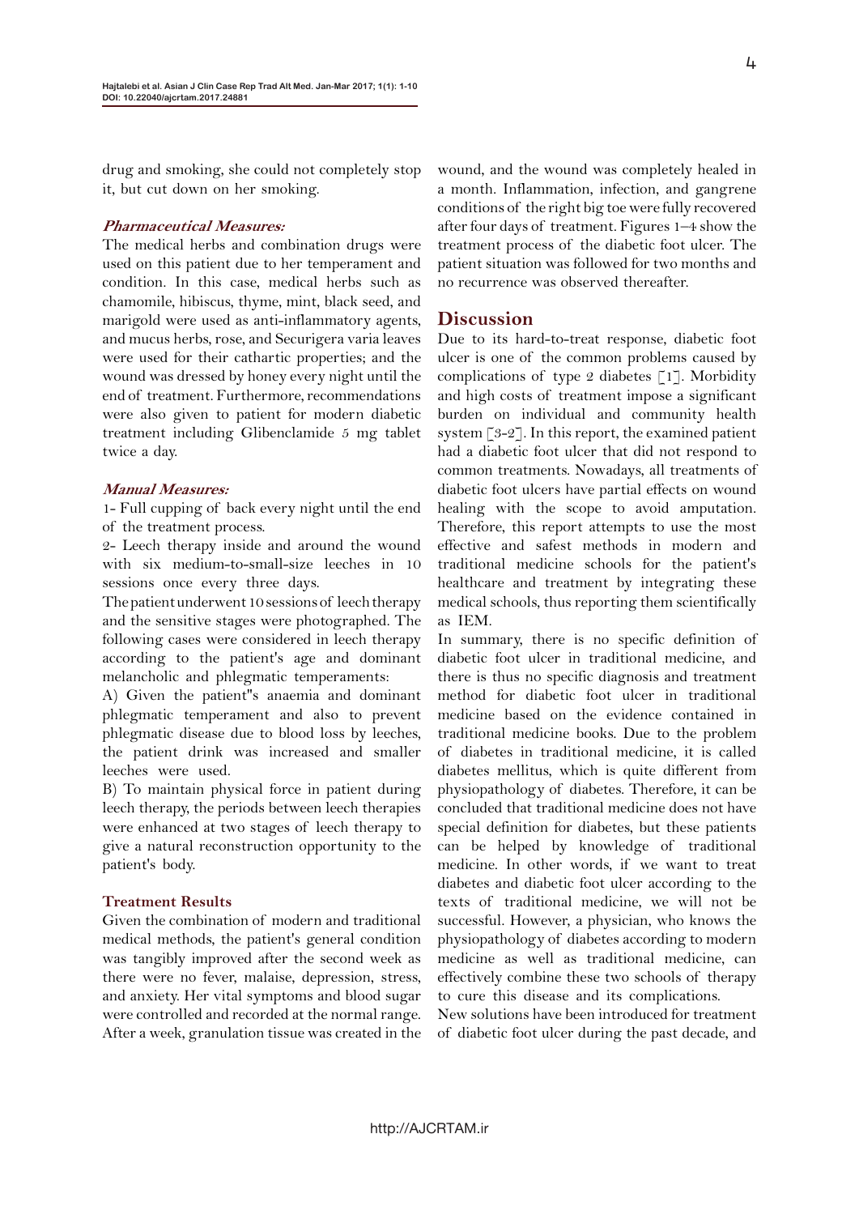drug and smoking, she could not completely stop it, but cut down on her smoking.

***Pharmaceutical Measures:***

The medical herbs and combination drugs were used on this patient due to her temperament and condition. In this case, medical herbs such as chamomile, hibiscus, thyme, mint, black seed, and marigold were used as anti-inflammatory agents, and mucus herbs, rose, and Securigera varia leaves were used for their cathartic properties; and the wound was dressed by honey every night until the end of treatment. Furthermore, recommendations were also given to patient for modern diabetic treatment including Glibenclamide 5 mg tablet twice a day.

***Manual Measures:***

1- Full cupping of back every night until the end of the treatment process.

2- Leech therapy inside and around the wound with six medium-to-small-size leeches in 10 sessions once every three days.

The patient underwent 10 sessions of leech therapy and the sensitive stages were photographed. The following cases were considered in leech therapy according to the patient's age and dominant melancholic and phlegmatic temperaments:

A) Given the patient''s anaemia and dominant phlegmatic temperament and also to prevent phlegmatic disease due to blood loss by leeches, the patient drink was increased and smaller leeches were used.

B) To maintain physical force in patient during leech therapy, the periods between leech therapies were enhanced at two stages of leech therapy to give a natural reconstruction opportunity to the patient's body.

**Treatment Results**

Given the combination of modern and traditional medical methods, the patient's general condition was tangibly improved after the second week as there were no fever, malaise, depression, stress, and anxiety. Her vital symptoms and blood sugar were controlled and recorded at the normal range. After a week, granulation tissue was created in the wound, and the wound was completely healed in a month. Inflammation, infection, and gangrene conditions of the right big toe were fully recovered after four days of treatment. Figures 1–4 show the treatment process of the diabetic foot ulcer. The patient situation was followed for two months and no recurrence was observed thereafter.

## Discussion

Due to its hard-to-treat response, diabetic foot ulcer is one of the common problems caused by complications of type 2 diabetes [1]. Morbidity and high costs of treatment impose a significant burden on individual and community health system [3-2]. In this report, the examined patient had a diabetic foot ulcer that did not respond to common treatments. Nowadays, all treatments of diabetic foot ulcers have partial effects on wound healing with the scope to avoid amputation. Therefore, this report attempts to use the most effective and safest methods in modern and traditional medicine schools for the patient's healthcare and treatment by integrating these medical schools, thus reporting them scientifically as IEM.

In summary, there is no specific definition of diabetic foot ulcer in traditional medicine, and there is thus no specific diagnosis and treatment method for diabetic foot ulcer in traditional medicine based on the evidence contained in traditional medicine books. Due to the problem of diabetes in traditional medicine, it is called diabetes mellitus, which is quite different from physiopathology of diabetes. Therefore, it can be concluded that traditional medicine does not have special definition for diabetes, but these patients can be helped by knowledge of traditional medicine. In other words, if we want to treat diabetes and diabetic foot ulcer according to the texts of traditional medicine, we will not be successful. However, a physician, who knows the physiopathology of diabetes according to modern medicine as well as traditional medicine, can effectively combine these two schools of therapy to cure this disease and its complications.

New solutions have been introduced for treatment of diabetic foot ulcer during the past decade, and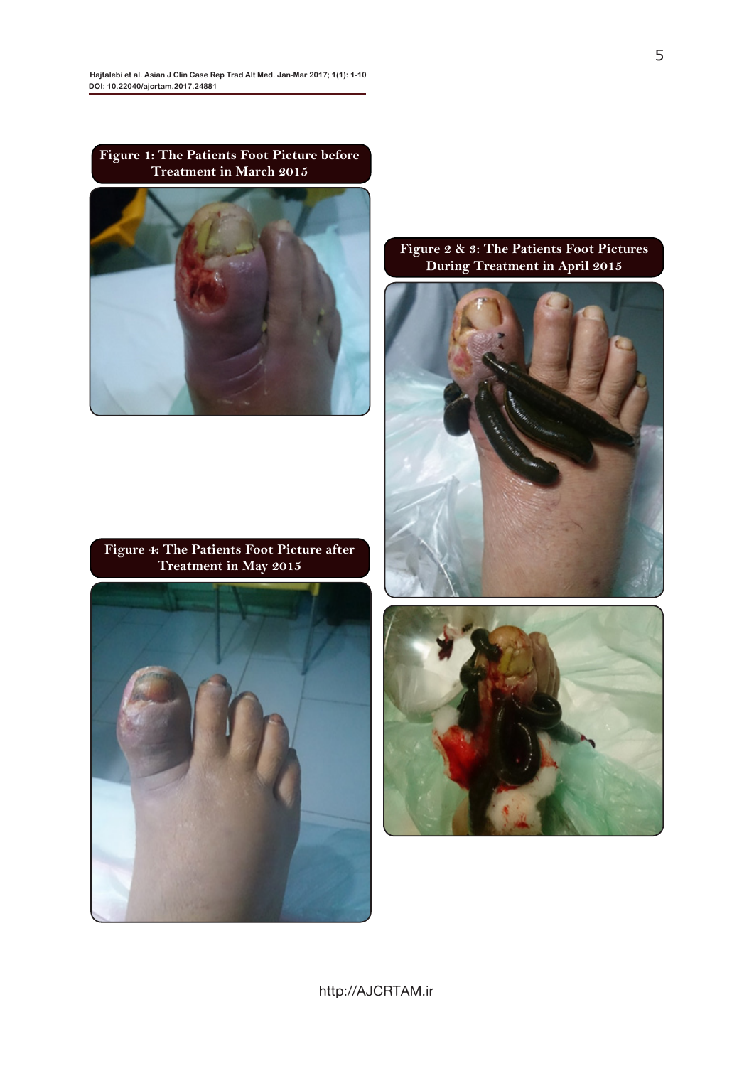Figure 1: The Patients Foot Picture before Treatment in March 2015

Figure 2 & 3: The Patients Foot Pictures During Treatment in April 2015

Figure 4: The Patients Foot Picture after Treatment in May 2015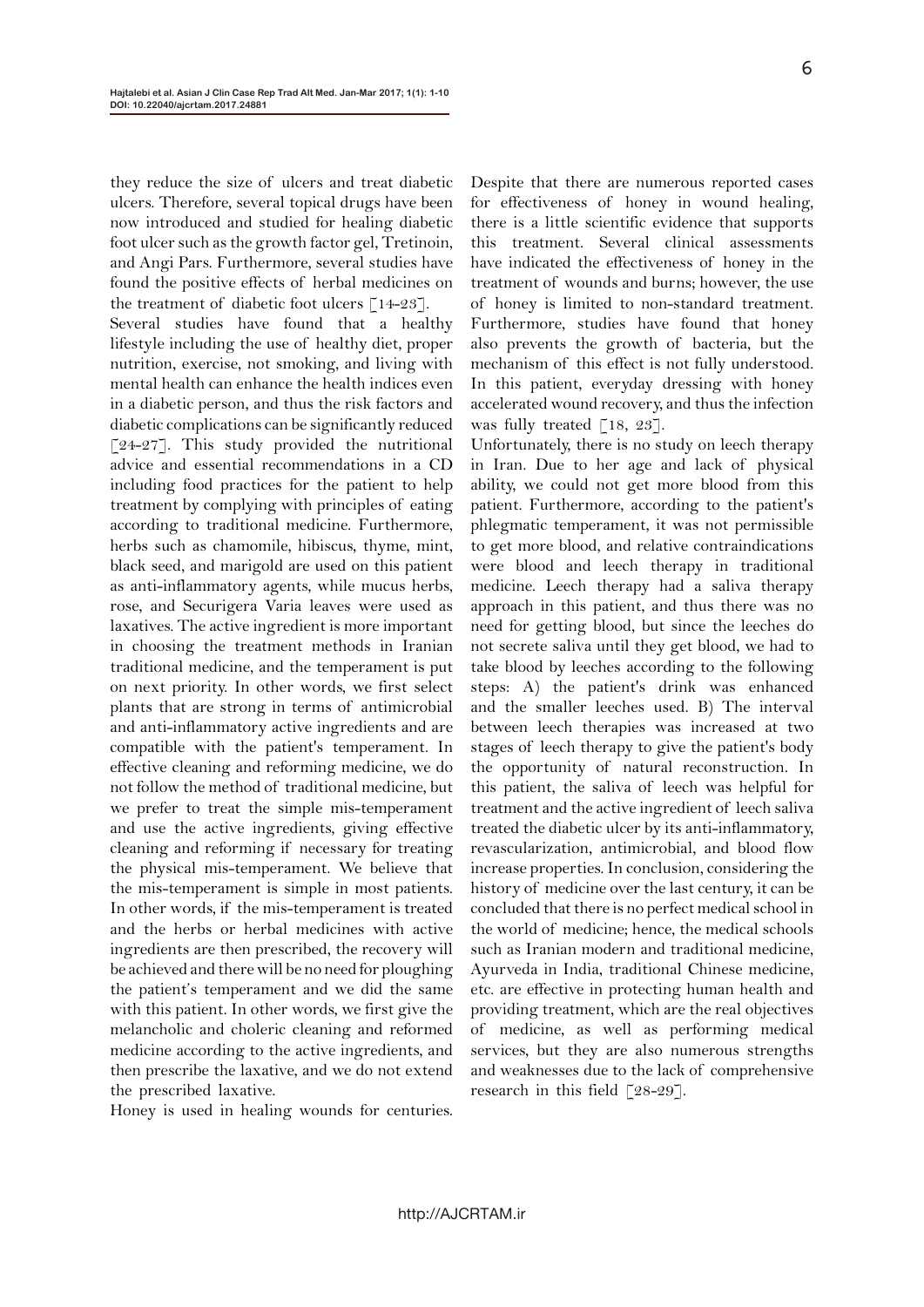they reduce the size of ulcers and treat diabetic ulcers. Therefore, several topical drugs have been now introduced and studied for healing diabetic foot ulcer such as the growth factor gel, Tretinoin, and Angi Pars. Furthermore, several studies have found the positive effects of herbal medicines on the treatment of diabetic foot ulcers [14-23].

Several studies have found that a healthy lifestyle including the use of healthy diet, proper nutrition, exercise, not smoking, and living with mental health can enhance the health indices even in a diabetic person, and thus the risk factors and diabetic complications can be significantly reduced [24-27]. This study provided the nutritional advice and essential recommendations in a CD including food practices for the patient to help treatment by complying with principles of eating according to traditional medicine. Furthermore, herbs such as chamomile, hibiscus, thyme, mint, black seed, and marigold are used on this patient as anti-inflammatory agents, while mucus herbs, rose, and Securigera Varia leaves were used as laxatives. The active ingredient is more important in choosing the treatment methods in Iranian traditional medicine, and the temperament is put on next priority. In other words, we first select plants that are strong in terms of antimicrobial and anti-inflammatory active ingredients and are compatible with the patient's temperament. In effective cleaning and reforming medicine, we do not follow the method of traditional medicine, but we prefer to treat the simple mis-temperament and use the active ingredients, giving effective cleaning and reforming if necessary for treating the physical mis-temperament. We believe that the mis-temperament is simple in most patients. In other words, if the mis-temperament is treated and the herbs or herbal medicines with active ingredients are then prescribed, the recovery will be achieved and there will be no need for ploughing the patient's temperament and we did the same with this patient. In other words, we first give the melancholic and choleric cleaning and reformed medicine according to the active ingredients, and then prescribe the laxative, and we do not extend the prescribed laxative.

Honey is used in healing wounds for centuries. Despite that there are numerous reported cases for effectiveness of honey in wound healing, there is a little scientific evidence that supports this treatment. Several clinical assessments have indicated the effectiveness of honey in the treatment of wounds and burns; however, the use of honey is limited to non-standard treatment. Furthermore, studies have found that honey also prevents the growth of bacteria, but the mechanism of this effect is not fully understood. In this patient, everyday dressing with honey accelerated wound recovery, and thus the infection was fully treated [18, 23].

Unfortunately, there is no study on leech therapy in Iran. Due to her age and lack of physical ability, we could not get more blood from this patient. Furthermore, according to the patient's phlegmatic temperament, it was not permissible to get more blood, and relative contraindications were blood and leech therapy in traditional medicine. Leech therapy had a saliva therapy approach in this patient, and thus there was no need for getting blood, but since the leeches do not secrete saliva until they get blood, we had to take blood by leeches according to the following steps: A) the patient's drink was enhanced and the smaller leeches used. B) The interval between leech therapies was increased at two stages of leech therapy to give the patient's body the opportunity of natural reconstruction. In this patient, the saliva of leech was helpful for treatment and the active ingredient of leech saliva treated the diabetic ulcer by its anti-inflammatory, revascularization, antimicrobial, and blood flow increase properties. In conclusion, considering the history of medicine over the last century, it can be concluded that there is no perfect medical school in the world of medicine; hence, the medical schools such as Iranian modern and traditional medicine, Ayurveda in India, traditional Chinese medicine, etc. are effective in protecting human health and providing treatment, which are the real objectives of medicine, as well as performing medical services, but they are also numerous strengths and weaknesses due to the lack of comprehensive research in this field [28-29].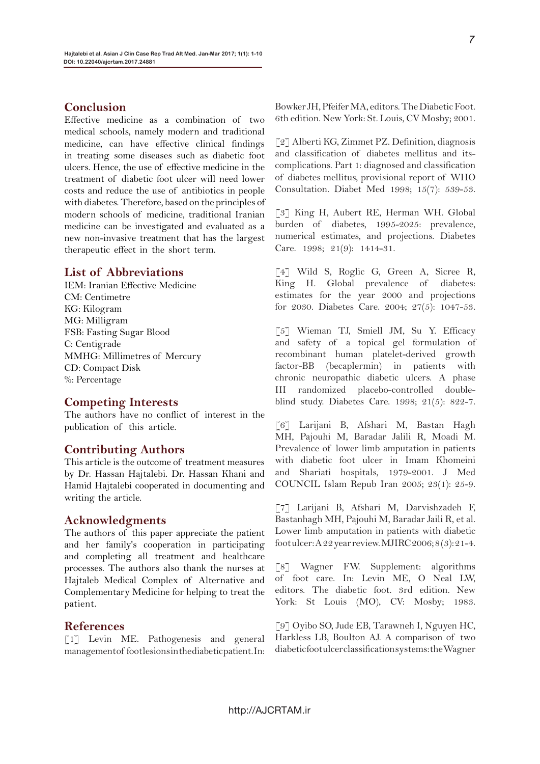## Conclusion

Effective medicine as a combination of two medical schools, namely modern and traditional medicine, can have effective clinical findings in treating some diseases such as diabetic foot ulcers. Hence, the use of effective medicine in the treatment of diabetic foot ulcer will need lower costs and reduce the use of antibiotics in people with diabetes. Therefore, based on the principles of modern schools of medicine, traditional Iranian medicine can be investigated and evaluated as a new non-invasive treatment that has the largest therapeutic effect in the short term.

## List of Abbreviations

IEM: Iranian Effective Medicine
CM: Centimetre
KG: Kilogram
MG: Milligram
FSB: Fasting Sugar Blood
C: Centigrade
MMHG: Millimetres of Mercury
CD: Compact Disk
%: Percentage

## Competing Interests

The authors have no conflict of interest in the publication of this article.

## Contributing Authors

This article is the outcome of treatment measures by Dr. Hassan Hajtalebi. Dr. Hassan Khani and Hamid Hajtalebi cooperated in documenting and writing the article.

## Acknowledgments

The authors of this paper appreciate the patient and her family's cooperation in participating and completing all treatment and healthcare processes. The authors also thank the nurses at Hajtaleb Medical Complex of Alternative and Complementary Medicine for helping to treat the patient.

## References

[1] Levin ME. Pathogenesis and general managementof footlesionsinthediabeticpatient.In: Bowker JH, Pfeifer MA, editors. The Diabetic Foot. 6th edition. New York: St. Louis, CV Mosby; 2001.

[2] Alberti KG, Zimmet PZ. Definition, diagnosis and classification of diabetes mellitus and its-complications. Part 1: diagnosed and classification of diabetes mellitus, provisional report of WHO Consultation. Diabet Med 1998; 15(7): 539-53.

[3] King H, Aubert RE, Herman WH. Global burden of diabetes, 1995-2025: prevalence, numerical estimates, and projections. Diabetes Care. 1998; 21(9): 1414-31.

[4] Wild S, Roglic G, Green A, Sicree R, King H. Global prevalence of diabetes: estimates for the year 2000 and projections for 2030. Diabetes Care. 2004; 27(5): 1047-53.

[5] Wieman TJ, Smiell JM, Su Y. Efficacy and safety of a topical gel formulation of recombinant human platelet-derived growth factor-BB (becaplermin) in patients with chronic neuropathic diabetic ulcers. A phase III randomized placebo-controlled double-blind study. Diabetes Care. 1998; 21(5): 822-7.

[6] Larijani B, Afshari M, Bastan Hagh MH, Pajouhi M, Baradar Jalili R, Moadi M. Prevalence of lower limb amputation in patients with diabetic foot ulcer in Imam Khomeini and Shariati hospitals, 1979-2001. J Med COUNCIL Islam Repub Iran 2005; 23(1): 25-9.

[7] Larijani B, Afshari M, Darvishzadeh F, Bastanhagh MH, Pajouhi M, Baradar Jaili R, et al. Lower limb amputation in patients with diabetic foot ulcer: A 22 year review. MJIRC 2006; 8(3): 21-4.

[8] Wagner FW. Supplement: algorithms of foot care. In: Levin ME, O Neal LW, editors. The diabetic foot. 3rd edition. New York: St Louis (MO), CV: Mosby; 1983.

[9] Oyibo SO, Jude EB, Tarawneh I, Nguyen HC, Harkless LB, Boulton AJ. A comparison of two diabeticfootulcerclassificationsystems:theWagner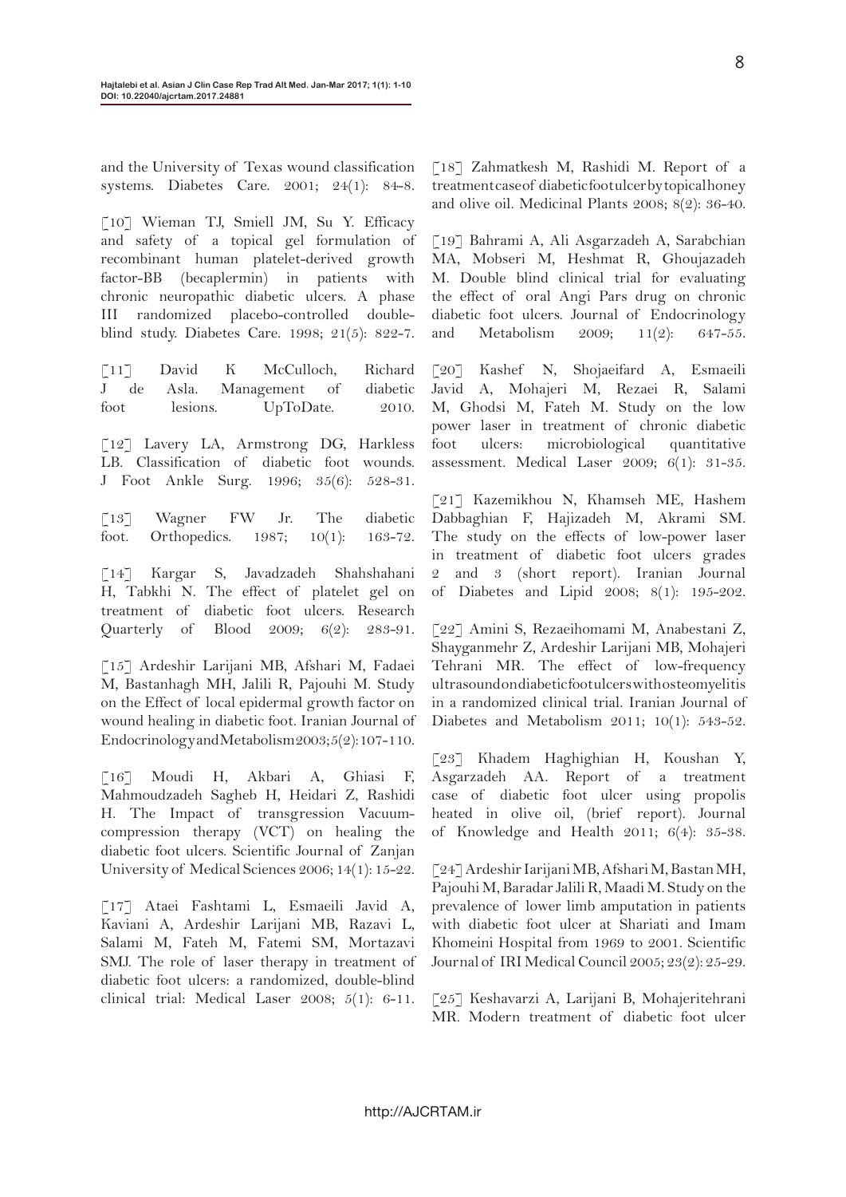and the University of Texas wound classification systems. Diabetes Care. 2001; 24(1): 84-8.

[10] Wieman TJ, Smiell JM, Su Y. Efficacy and safety of a topical gel formulation of recombinant human platelet-derived growth factor-BB (becaplermin) in patients with chronic neuropathic diabetic ulcers. A phase III randomized placebo-controlled double-blind study. Diabetes Care. 1998; 21(5): 822-7.

[11] David K McCulloch, Richard J de Asla. Management of diabetic foot lesions. UpToDate. 2010.

[12] Lavery LA, Armstrong DG, Harkless LB. Classification of diabetic foot wounds. J Foot Ankle Surg. 1996; 35(6): 528-31.

[13] Wagner FW Jr. The diabetic foot. Orthopedics. 1987; 10(1): 163-72.

[14] Kargar S, Javadzadeh Shahshahani H, Tabkhi N. The effect of platelet gel on treatment of diabetic foot ulcers. Research Quarterly of Blood 2009; 6(2): 283-91.

[15] Ardeshir Larijani MB, Afshari M, Fadaei M, Bastanhagh MH, Jalili R, Pajouhi M. Study on the Effect of local epidermal growth factor on wound healing in diabetic foot. Iranian Journal of Endocrinology and Metabolism 2003; 5(2): 107-110.

[16] Moudi H, Akbari A, Ghiasi F, Mahmoudzadeh Sagheb H, Heidari Z, Rashidi H. The Impact of transgression Vacuum-compression therapy (VCT) on healing the diabetic foot ulcers. Scientific Journal of Zanjan University of Medical Sciences 2006; 14(1): 15-22.

[17] Ataei Fashtami L, Esmaeili Javid A, Kaviani A, Ardeshir Larijani MB, Razavi L, Salami M, Fateh M, Fatemi SM, Mortazavi SMJ. The role of laser therapy in treatment of diabetic foot ulcers: a randomized, double-blind clinical trial: Medical Laser 2008; 5(1): 6-11.

[18] Zahmatkesh M, Rashidi M. Report of a treatment case of diabetic foot ulcer by topical honey and olive oil. Medicinal Plants 2008; 8(2): 36-40.

[19] Bahrami A, Ali Asgarzadeh A, Sarabchian MA, Mobseri M, Heshmat R, Ghoujazadeh M. Double blind clinical trial for evaluating the effect of oral Angi Pars drug on chronic diabetic foot ulcers. Journal of Endocrinology and Metabolism 2009; 11(2): 647-55.

[20] Kashef N, Shojaeifard A, Esmaeili Javid A, Mohajeri M, Rezaei R, Salami M, Ghodsi M, Fateh M. Study on the low power laser in treatment of chronic diabetic foot ulcers: microbiological quantitative assessment. Medical Laser 2009; 6(1): 31-35.

[21] Kazemikhou N, Khamseh ME, Hashem Dabbaghian F, Hajizadeh M, Akrami SM. The study on the effects of low-power laser in treatment of diabetic foot ulcers grades 2 and 3 (short report). Iranian Journal of Diabetes and Lipid 2008; 8(1): 195-202.

[22] Amini S, Rezaeihomami M, Anabestani Z, Shayganmehr Z, Ardeshir Larijani MB, Mohajeri Tehrani MR. The effect of low-frequency ultrasound on diabetic foot ulcers with osteomyelitis in a randomized clinical trial. Iranian Journal of Diabetes and Metabolism 2011; 10(1): 543-52.

[23] Khadem Haghighian H, Koushan Y, Asgarzadeh AA. Report of a treatment case of diabetic foot ulcer using propolis heated in olive oil, (brief report). Journal of Knowledge and Health 2011; 6(4): 35-38.

[24] Ardeshir Iarijani MB, Afshari M, Bastan MH, Pajouhi M, Baradar Jalili R, Maadi M. Study on the prevalence of lower limb amputation in patients with diabetic foot ulcer at Shariati and Imam Khomeini Hospital from 1969 to 2001. Scientific Journal of IRI Medical Council 2005; 23(2): 25-29.

[25] Keshavarzi A, Larijani B, Mohajeritehrani MR. Modern treatment of diabetic foot ulcer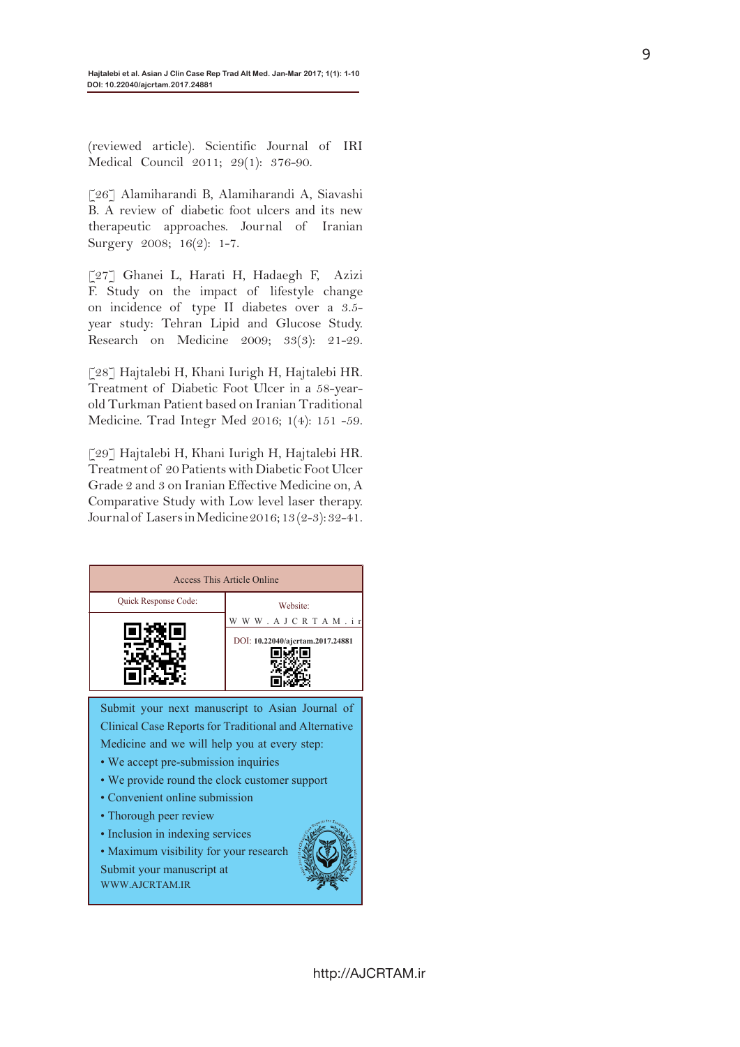(reviewed article). Scientific Journal of IRI Medical Council 2011; 29(1): 376-90.

[26] Alamiharandi B, Alamiharandi A, Siavashi B. A review of diabetic foot ulcers and its new therapeutic approaches. Journal of Iranian Surgery 2008; 16(2): 1-7.

[27] Ghanei L, Harati H, Hadaegh F, Azizi F. Study on the impact of lifestyle change on incidence of type II diabetes over a 3.5-year study: Tehran Lipid and Glucose Study. Research on Medicine 2009; 33(3): 21-29.

[28] Hajtalebi H, Khani Iurigh H, Hajtalebi HR. Treatment of Diabetic Foot Ulcer in a 58-year-old Turkman Patient based on Iranian Traditional Medicine. Trad Integr Med 2016; 1(4): 151 -59.

[29] Hajtalebi H, Khani Iurigh H, Hajtalebi HR. Treatment of 20 Patients with Diabetic Foot Ulcer Grade 2 and 3 on Iranian Effective Medicine on, A Comparative Study with Low level laser therapy. Journal of Lasers in Medicine 2016; 13(2-3): 32-41.

| Access This Article Online | |
| --- | --- |
| Quick Response Code: | Website: WWW.AJCRTAM.ir |
| | DOI: 10.22040/ajcrtam.2017.24881 |

Submit your next manuscript to Asian Journal of Clinical Case Reports for Traditional and Alternative Medicine and we will help you at every step:

- We accept pre-submission inquiries
- We provide round the clock customer support
- Convenient online submission
- Thorough peer review
- Inclusion in indexing services
- Maximum visibility for your research

Submit your manuscript at
WWW.AJCRTAM.IR